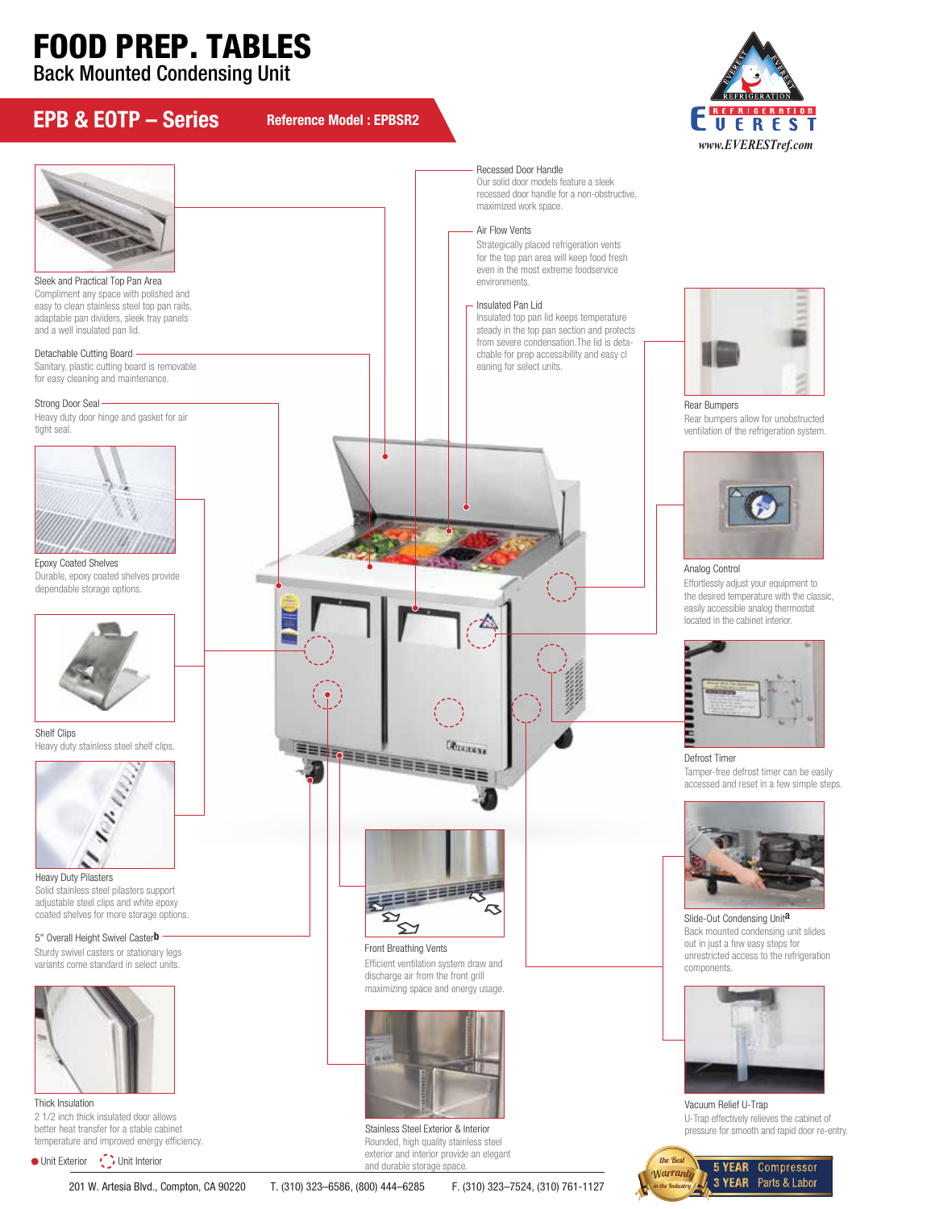# FOOD PREP. TABLES

## Back Mounted Condensing Unit

## EPB & EOTP – Series

**Reference Model : EPBSR2**

EVEREST REFRIGERATION

www.EVERESTref.com

**Sleek and Practical Top Pan Area**
Compliment any space with polished and easy to clean stainless steel top pan rails, adaptable pan dividers, sleek tray panels and a well insulated pan lid.

**Detachable Cutting Board**
Sanitary, plastic cutting board is removable for easy cleaning and maintenance.

**Strong Door Seal**
Heavy duty door hinge and gasket for air tight seal.

**Epoxy Coated Shelves**
Durable, epoxy coated shelves provide dependable storage options.

**Shelf Clips**
Heavy duty stainless steel shelf clips.

**Heavy Duty Pilasters**
Solid stainless steel pilasters support adjustable steel clips and white epoxy coated shelves for more storage options.

**5" Overall Height Swivel Caster[b]**
Sturdy swivel casters or stationary legs variants come standard in select units.

**Thick Insulation**
2 1/2 inch thick insulated door allows better heat transfer for a stable cabinet temperature and improved energy efficiency.

**Recessed Door Handle**
Our solid door models feature a sleek recessed door handle for a non-obstructive, maximized work space.

**Air Flow Vents**
Strategically placed refrigeration vents for the top pan area will keep food fresh even in the most extreme foodservice environments.

**Insulated Pan Lid**
Insulated top pan lid keeps temperature steady in the top pan section and protects from severe condensation.The lid is detachable for prep accessibility and easy cleaning for select units.

**Front Breathing Vents**
Efficient ventilation system draw and discharge air from the front grill maximizing space and energy usage.

**Stainless Steel Exterior & Interior**
Rounded, high quality stainless steel exterior and interior provide an elegant and durable storage space.

**Rear Bumpers**
Rear bumpers allow for unobstructed ventilation of the refrigeration system.

**Analog Control**
Effortlessly adjust your equipment to the desired temperature with the classic, easily accessible analog thermostat located in the cabinet interior.

**Defrost Timer**
Tamper-free defrost timer can be easily accessed and reset in a few simple steps.

**Slide-Out Condensing Unit[a]**
Back mounted condensing unit slides out in just a few easy steps for unrestricted access to the refrigeration components.

**Vacuum Relief U-Trap**
U-Trap effectively relieves the cabinet of pressure for smooth and rapid door re-entry.

● Unit Exterior ◌ Unit Interior

The Best Warranty in the Industry — 5 YEAR Compressor, 3 YEAR Parts & Labor

201 W. Artesia Blvd., Compton, CA 90220 T. (310) 323–6586, (800) 444–6285 F. (310) 323–7524, (310) 761-1127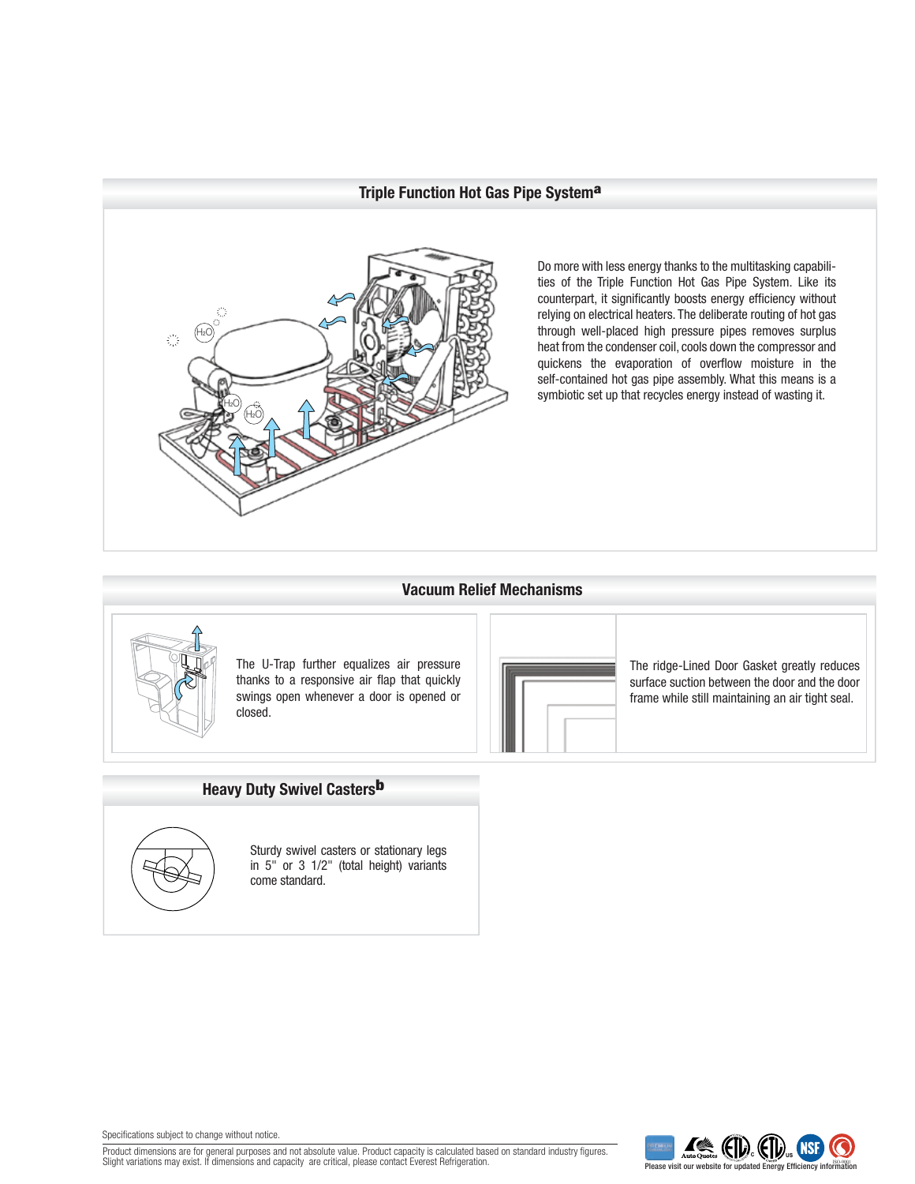## Triple Function Hot Gas Pipe System[a]

Do more with less energy thanks to the multitasking capabilities of the Triple Function Hot Gas Pipe System. Like its counterpart, it significantly boosts energy efficiency without relying on electrical heaters. The deliberate routing of hot gas through well-placed high pressure pipes removes surplus heat from the condenser coil, cools down the compressor and quickens the evaporation of overflow moisture in the self-contained hot gas pipe assembly. What this means is a symbiotic set up that recycles energy instead of wasting it.

## Vacuum Relief Mechanisms

The U-Trap further equalizes air pressure thanks to a responsive air flap that quickly swings open whenever a door is opened or closed.

The ridge-Lined Door Gasket greatly reduces surface suction between the door and the door frame while still maintaining an air tight seal.

## Heavy Duty Swivel Casters[b]

Sturdy swivel casters or stationary legs in 5" or 3 1/2" (total height) variants come standard.

Specifications subject to change without notice.

Product dimensions are for general purposes and not absolute value. Product capacity is calculated based on standard industry figures. Slight variations may exist. If dimensions and capacity are critical, please contact Everest Refrigeration.

Please visit our website for updated Energy Efficiency information